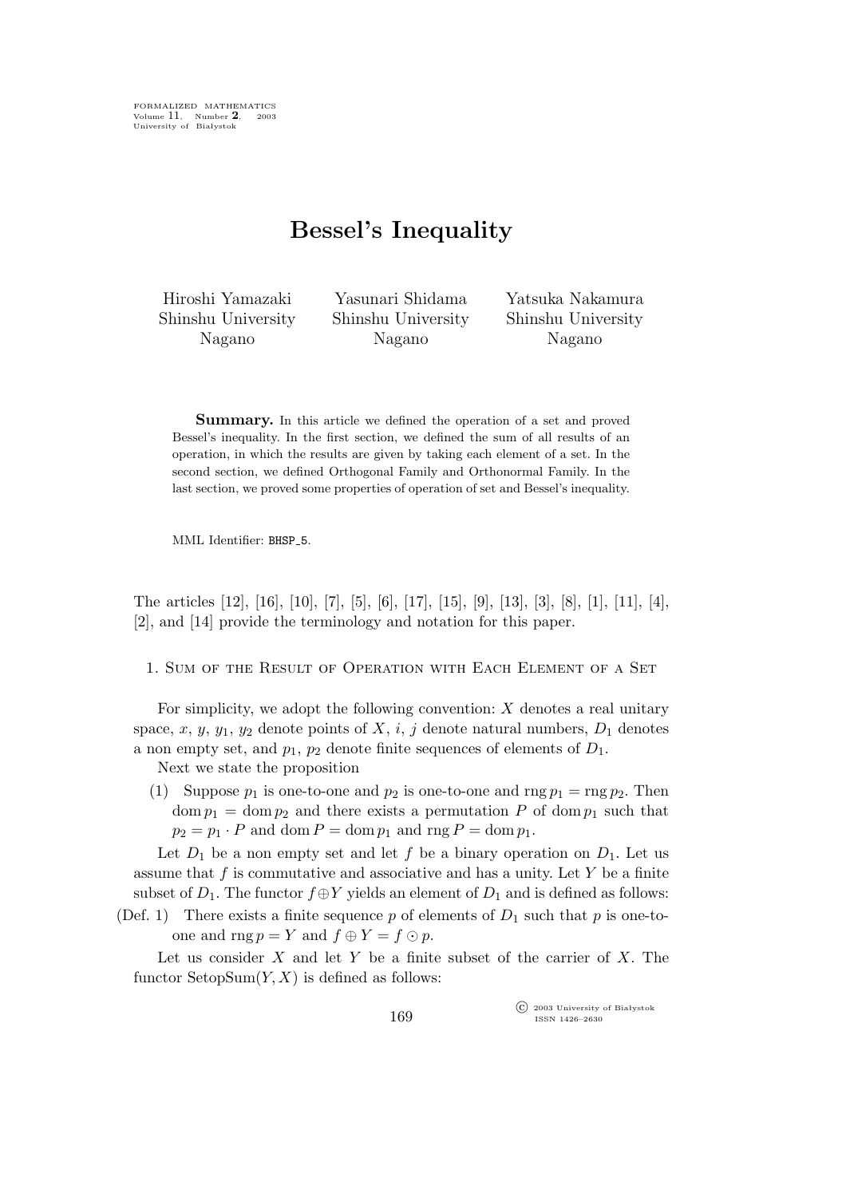# Bessel's Inequality

Hiroshi Yamazaki
Shinshu University
Nagano

Yasunari Shidama
Shinshu University
Nagano

Yatsuka Nakamura
Shinshu University
Nagano

**Summary.** In this article we defined the operation of a set and proved Bessel's inequality. In the first section, we defined the sum of all results of an operation, in which the results are given by taking each element of a set. In the second section, we defined Orthogonal Family and Orthonormal Family. In the last section, we proved some properties of operation of set and Bessel's inequality.

MML Identifier: BHSP_5.

The articles [12], [16], [10], [7], [5], [6], [17], [15], [9], [13], [3], [8], [1], [11], [4], [2], and [14] provide the terminology and notation for this paper.

## 1. Sum of the Result of Operation with Each Element of a Set

For simplicity, we adopt the following convention: $X$ denotes a real unitary space, $x$, $y$, $y_1$, $y_2$ denote points of $X$, $i$, $j$ denote natural numbers, $D_1$ denotes a non empty set, and $p_1$, $p_2$ denote finite sequences of elements of $D_1$.

Next we state the proposition

(1) Suppose $p_1$ is one-to-one and $p_2$ is one-to-one and $\operatorname{rng} p_1 = \operatorname{rng} p_2$. Then $\operatorname{dom} p_1 = \operatorname{dom} p_2$ and there exists a permutation $P$ of $\operatorname{dom} p_1$ such that $p_2 = p_1 \cdot P$ and $\operatorname{dom} P = \operatorname{dom} p_1$ and $\operatorname{rng} P = \operatorname{dom} p_1$.

Let $D_1$ be a non empty set and let $f$ be a binary operation on $D_1$. Let us assume that $f$ is commutative and associative and has a unity. Let $Y$ be a finite subset of $D_1$. The functor $f \oplus Y$ yields an element of $D_1$ and is defined as follows:

(Def. 1) There exists a finite sequence $p$ of elements of $D_1$ such that $p$ is one-to-one and $\operatorname{rng} p = Y$ and $f \oplus Y = f \odot p$.

Let us consider $X$ and let $Y$ be a finite subset of the carrier of $X$. The functor $\operatorname{SetopSum}(Y, X)$ is defined as follows: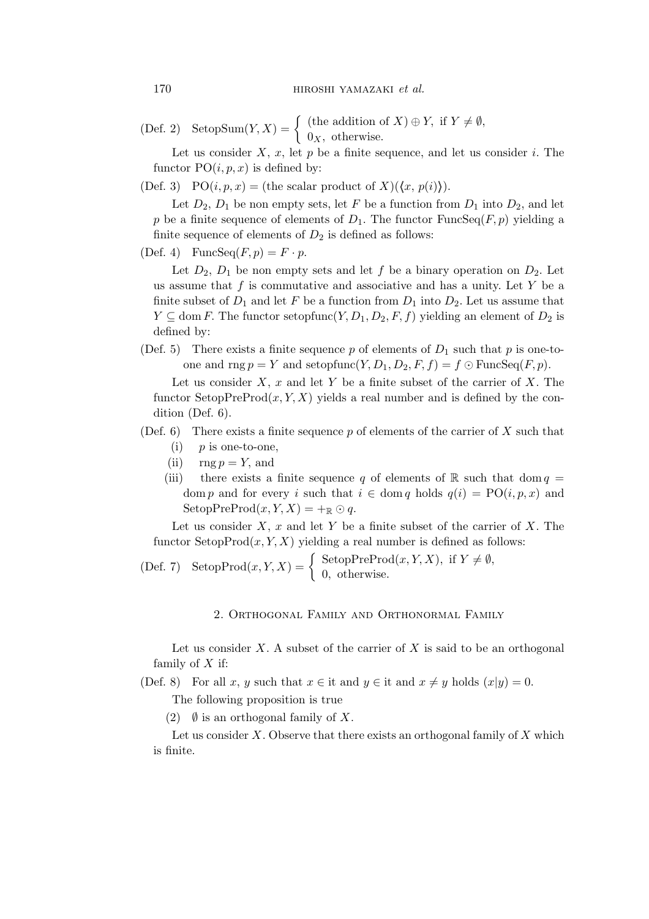(Def. 2) $\quad \text{SetopSum}(Y, X) = \begin{cases} (\text{the addition of } X) \oplus Y, & \text{if } Y \neq \emptyset, \\ 0_X, & \text{otherwise.} \end{cases}$

Let us consider $X$, $x$, let $p$ be a finite sequence, and let us consider $i$. The functor $\text{PO}(i, p, x)$ is defined by:

(Def. 3) $\quad \text{PO}(i, p, x) = (\text{the scalar product of } X)(\langle x, p(i) \rangle)$.

Let $D_2$, $D_1$ be non empty sets, let $F$ be a function from $D_1$ into $D_2$, and let $p$ be a finite sequence of elements of $D_1$. The functor $\text{FuncSeq}(F, p)$ yielding a finite sequence of elements of $D_2$ is defined as follows:

(Def. 4) $\quad \text{FuncSeq}(F, p) = F \cdot p$.

Let $D_2$, $D_1$ be non empty sets and let $f$ be a binary operation on $D_2$. Let us assume that $f$ is commutative and associative and has a unity. Let $Y$ be a finite subset of $D_1$ and let $F$ be a function from $D_1$ into $D_2$. Let us assume that $Y \subseteq \text{dom}\, F$. The functor $\text{setopfunc}(Y, D_1, D_2, F, f)$ yielding an element of $D_2$ is defined by:

(Def. 5) $\quad$ There exists a finite sequence $p$ of elements of $D_1$ such that $p$ is one-to-one and $\text{rng}\, p = Y$ and $\text{setopfunc}(Y, D_1, D_2, F, f) = f \odot \text{FuncSeq}(F, p)$.

Let us consider $X$, $x$ and let $Y$ be a finite subset of the carrier of $X$. The functor $\text{SetopPreProd}(x, Y, X)$ yields a real number and is defined by the condition (Def. 6).

(Def. 6) $\quad$ There exists a finite sequence $p$ of elements of the carrier of $X$ such that

- (i) $p$ is one-to-one,
- (ii) $\text{rng}\, p = Y$, and
- (iii) there exists a finite sequence $q$ of elements of $\mathbb{R}$ such that $\text{dom}\, q = \text{dom}\, p$ and for every $i$ such that $i \in \text{dom}\, q$ holds $q(i) = \text{PO}(i, p, x)$ and $\text{SetopPreProd}(x, Y, X) = +_{\mathbb{R}} \odot q$.

Let us consider $X$, $x$ and let $Y$ be a finite subset of the carrier of $X$. The functor $\text{SetopProd}(x, Y, X)$ yielding a real number is defined as follows:

(Def. 7) $\quad \text{SetopProd}(x, Y, X) = \begin{cases} \text{SetopPreProd}(x, Y, X), & \text{if } Y \neq \emptyset, \\ 0, & \text{otherwise.} \end{cases}$

## 2. Orthogonal Family and Orthonormal Family

Let us consider $X$. A subset of the carrier of $X$ is said to be an orthogonal family of $X$ if:

(Def. 8) $\quad$ For all $x$, $y$ such that $x \in$ it and $y \in$ it and $x \neq y$ holds $(x|y) = 0$.

The following proposition is true

(2) $\quad \emptyset$ is an orthogonal family of $X$.

Let us consider $X$. Observe that there exists an orthogonal family of $X$ which is finite.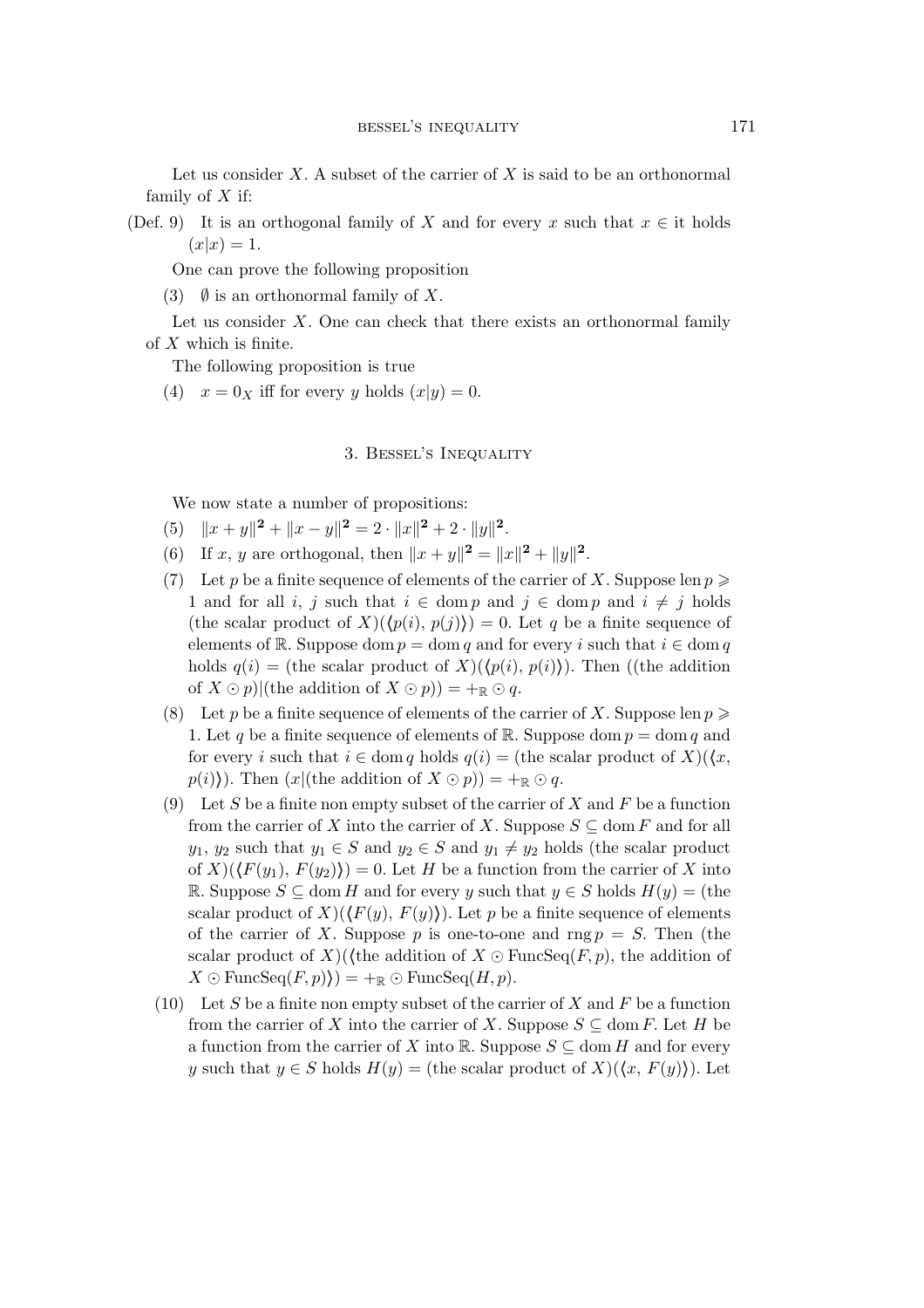Let us consider $X$. A subset of the carrier of $X$ is said to be an orthonormal family of $X$ if:

(Def. 9) It is an orthogonal family of $X$ and for every $x$ such that $x \in$ it holds $(x|x) = 1$.

One can prove the following proposition

(3) $\emptyset$ is an orthonormal family of $X$.

Let us consider $X$. One can check that there exists an orthonormal family of $X$ which is finite.

The following proposition is true

(4) $x = 0_X$ iff for every $y$ holds $(x|y) = 0$.

## 3. Bessel's Inequality

We now state a number of propositions:

(5) $\|x + y\|^2 + \|x - y\|^2 = 2 \cdot \|x\|^2 + 2 \cdot \|y\|^2$.

(6) If $x$, $y$ are orthogonal, then $\|x + y\|^2 = \|x\|^2 + \|y\|^2$.

(7) Let $p$ be a finite sequence of elements of the carrier of $X$. Suppose $\operatorname{len} p \geqslant 1$ and for all $i$, $j$ such that $i \in \operatorname{dom} p$ and $j \in \operatorname{dom} p$ and $i \neq j$ holds (the scalar product of $X$)($\langle p(i), p(j) \rangle$) $= 0$. Let $q$ be a finite sequence of elements of $\mathbb{R}$. Suppose $\operatorname{dom} p = \operatorname{dom} q$ and for every $i$ such that $i \in \operatorname{dom} q$ holds $q(i) =$ (the scalar product of $X$)($\langle p(i), p(i) \rangle$). Then ((the addition of $X \odot p$)|(the addition of $X \odot p$)) $= +_{\mathbb{R}} \odot q$.

(8) Let $p$ be a finite sequence of elements of the carrier of $X$. Suppose $\operatorname{len} p \geqslant 1$. Let $q$ be a finite sequence of elements of $\mathbb{R}$. Suppose $\operatorname{dom} p = \operatorname{dom} q$ and for every $i$ such that $i \in \operatorname{dom} q$ holds $q(i) =$ (the scalar product of $X$)($\langle x, p(i) \rangle$). Then ($x$|(the addition of $X \odot p$)) $= +_{\mathbb{R}} \odot q$.

(9) Let $S$ be a finite non empty subset of the carrier of $X$ and $F$ be a function from the carrier of $X$ into the carrier of $X$. Suppose $S \subseteq \operatorname{dom} F$ and for all $y_1$, $y_2$ such that $y_1 \in S$ and $y_2 \in S$ and $y_1 \neq y_2$ holds (the scalar product of $X$)($\langle F(y_1), F(y_2) \rangle$) $= 0$. Let $H$ be a function from the carrier of $X$ into $\mathbb{R}$. Suppose $S \subseteq \operatorname{dom} H$ and for every $y$ such that $y \in S$ holds $H(y) =$ (the scalar product of $X$)($\langle F(y), F(y) \rangle$). Let $p$ be a finite sequence of elements of the carrier of $X$. Suppose $p$ is one-to-one and $\operatorname{rng} p = S$. Then (the scalar product of $X$)($\langle$the addition of $X \odot \operatorname{FuncSeq}(F, p)$, the addition of $X \odot \operatorname{FuncSeq}(F, p)\rangle$) $= +_{\mathbb{R}} \odot \operatorname{FuncSeq}(H, p)$.

(10) Let $S$ be a finite non empty subset of the carrier of $X$ and $F$ be a function from the carrier of $X$ into the carrier of $X$. Suppose $S \subseteq \operatorname{dom} F$. Let $H$ be a function from the carrier of $X$ into $\mathbb{R}$. Suppose $S \subseteq \operatorname{dom} H$ and for every $y$ such that $y \in S$ holds $H(y) =$ (the scalar product of $X$)($\langle x, F(y) \rangle$). Let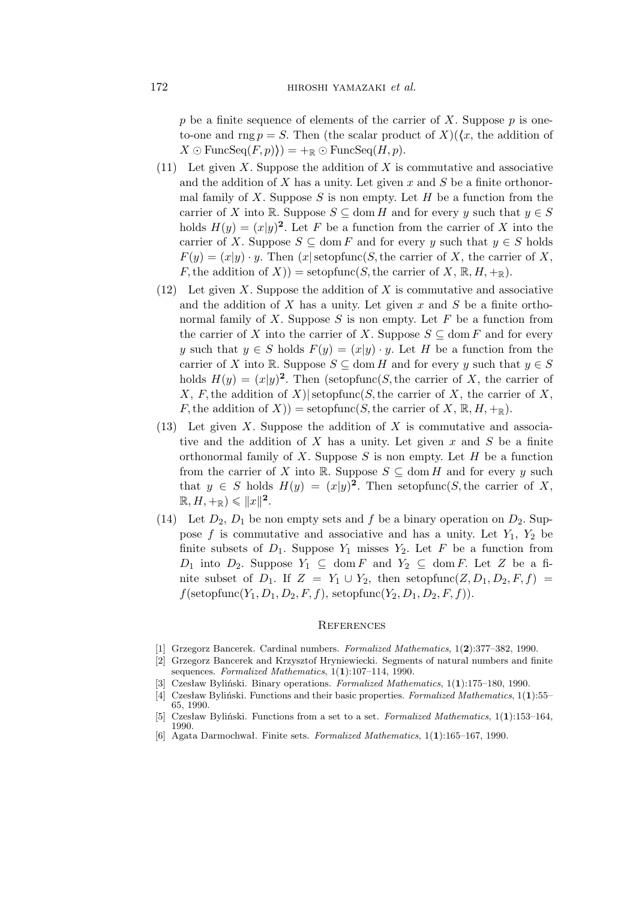$p$ be a finite sequence of elements of the carrier of $X$. Suppose $p$ is one-to-one and $\operatorname{rng} p = S$. Then (the scalar product of $X$)($\langle x$, the addition of $X \odot \operatorname{FuncSeq}(F, p)\rangle$) $= +_{\mathbb{R}} \odot \operatorname{FuncSeq}(H, p)$.

(11) Let given $X$. Suppose the addition of $X$ is commutative and associative and the addition of $X$ has a unity. Let given $x$ and $S$ be a finite orthonormal family of $X$. Suppose $S$ is non empty. Let $H$ be a function from the carrier of $X$ into $\mathbb{R}$. Suppose $S \subseteq \operatorname{dom} H$ and for every $y$ such that $y \in S$ holds $H(y) = (x|y)^{\mathbf{2}}$. Let $F$ be a function from the carrier of $X$ into the carrier of $X$. Suppose $S \subseteq \operatorname{dom} F$ and for every $y$ such that $y \in S$ holds $F(y) = (x|y) \cdot y$. Then $(x|$ setopfunc($S$, the carrier of $X$, the carrier of $X$, $F$, the addition of $X$)) = setopfunc($S$, the carrier of $X$, $\mathbb{R}, H, +_{\mathbb{R}}$).

(12) Let given $X$. Suppose the addition of $X$ is commutative and associative and the addition of $X$ has a unity. Let given $x$ and $S$ be a finite orthonormal family of $X$. Suppose $S$ is non empty. Let $F$ be a function from the carrier of $X$ into the carrier of $X$. Suppose $S \subseteq \operatorname{dom} F$ and for every $y$ such that $y \in S$ holds $F(y) = (x|y) \cdot y$. Let $H$ be a function from the carrier of $X$ into $\mathbb{R}$. Suppose $S \subseteq \operatorname{dom} H$ and for every $y$ such that $y \in S$ holds $H(y) = (x|y)^{\mathbf{2}}$. Then (setopfunc($S$, the carrier of $X$, the carrier of $X$, $F$, the addition of $X$)$|$ setopfunc($S$, the carrier of $X$, the carrier of $X$, $F$, the addition of $X$)) = setopfunc($S$, the carrier of $X$, $\mathbb{R}, H, +_{\mathbb{R}}$).

(13) Let given $X$. Suppose the addition of $X$ is commutative and associative and the addition of $X$ has a unity. Let given $x$ and $S$ be a finite orthonormal family of $X$. Suppose $S$ is non empty. Let $H$ be a function from the carrier of $X$ into $\mathbb{R}$. Suppose $S \subseteq \operatorname{dom} H$ and for every $y$ such that $y \in S$ holds $H(y) = (x|y)^{\mathbf{2}}$. Then setopfunc($S$, the carrier of $X$, $\mathbb{R}, H, +_{\mathbb{R}}$) $\leqslant \|x\|^{\mathbf{2}}$.

(14) Let $D_2$, $D_1$ be non empty sets and $f$ be a binary operation on $D_2$. Suppose $f$ is commutative and associative and has a unity. Let $Y_1$, $Y_2$ be finite subsets of $D_1$. Suppose $Y_1$ misses $Y_2$. Let $F$ be a function from $D_1$ into $D_2$. Suppose $Y_1 \subseteq \operatorname{dom} F$ and $Y_2 \subseteq \operatorname{dom} F$. Let $Z$ be a finite subset of $D_1$. If $Z = Y_1 \cup Y_2$, then $\operatorname{setopfunc}(Z, D_1, D_2, F, f) = f(\operatorname{setopfunc}(Y_1, D_1, D_2, F, f), \operatorname{setopfunc}(Y_2, D_1, D_2, F, f))$.

## References

[1] Grzegorz Bancerek. Cardinal numbers. *Formalized Mathematics*, 1(**2**):377–382, 1990.

[2] Grzegorz Bancerek and Krzysztof Hryniewiecki. Segments of natural numbers and finite sequences. *Formalized Mathematics*, 1(**1**):107–114, 1990.

[3] Czesław Byliński. Binary operations. *Formalized Mathematics*, 1(**1**):175–180, 1990.

[4] Czesław Byliński. Functions and their basic properties. *Formalized Mathematics*, 1(**1**):55–65, 1990.

[5] Czesław Byliński. Functions from a set to a set. *Formalized Mathematics*, 1(**1**):153–164, 1990.

[6] Agata Darmochwał. Finite sets. *Formalized Mathematics*, 1(**1**):165–167, 1990.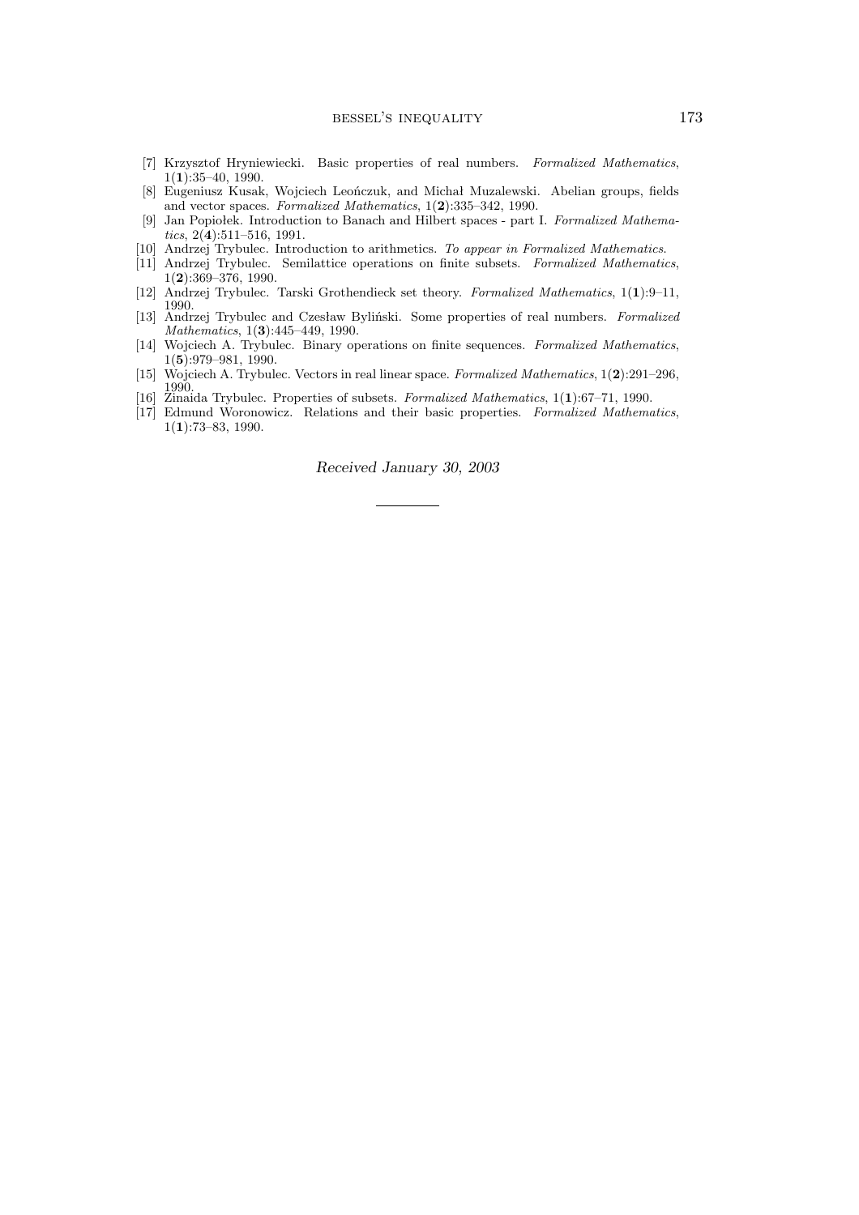[7] Krzysztof Hryniewiecki. Basic properties of real numbers. *Formalized Mathematics*, 1(**1**):35–40, 1990.

[8] Eugeniusz Kusak, Wojciech Leończuk, and Michał Muzalewski. Abelian groups, fields and vector spaces. *Formalized Mathematics*, 1(**2**):335–342, 1990.

[9] Jan Popiołek. Introduction to Banach and Hilbert spaces - part I. *Formalized Mathematics*, 2(**4**):511–516, 1991.

[10] Andrzej Trybulec. Introduction to arithmetics. *To appear in Formalized Mathematics*.

[11] Andrzej Trybulec. Semilattice operations on finite subsets. *Formalized Mathematics*, 1(**2**):369–376, 1990.

[12] Andrzej Trybulec. Tarski Grothendieck set theory. *Formalized Mathematics*, 1(**1**):9–11, 1990.

[13] Andrzej Trybulec and Czesław Byliński. Some properties of real numbers. *Formalized Mathematics*, 1(**3**):445–449, 1990.

[14] Wojciech A. Trybulec. Binary operations on finite sequences. *Formalized Mathematics*, 1(**5**):979–981, 1990.

[15] Wojciech A. Trybulec. Vectors in real linear space. *Formalized Mathematics*, 1(**2**):291–296, 1990.

[16] Zinaida Trybulec. Properties of subsets. *Formalized Mathematics*, 1(**1**):67–71, 1990.

[17] Edmund Woronowicz. Relations and their basic properties. *Formalized Mathematics*, 1(**1**):73–83, 1990.

*Received January 30, 2003*